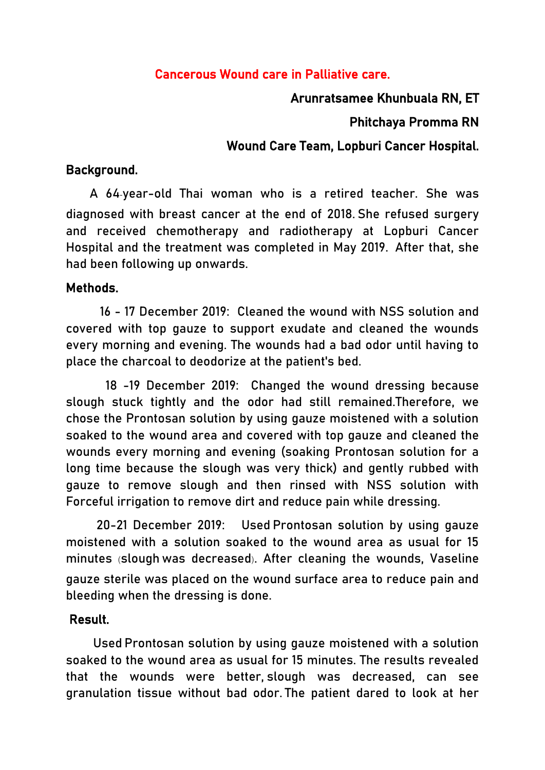# Cancerous Wound care in Palliative care.

**Arunratsamee Khunbuala RN, ET**

**Phitchaya Promma RN**

**Wound Care Team, Lopburi Cancer Hospital.**

## Background.

A 64-year-old Thai woman who is a retired teacher. She was diagnosed with breast cancer at the end of 2018. She refused surgery and received chemotherapy and radiotherapy at Lopburi Cancer Hospital and the treatment was completed in May 2019. After that, she had been following up onwards.

## Methods.

16 - 17 December 2019: Cleaned the wound with NSS solution and covered with top gauze to support exudate and cleaned the wounds every morning and evening. The wounds had a bad odor until having to place the charcoal to deodorize at the patient's bed.

18 -19 December 2019: Changed the wound dressing because slough stuck tightly and the odor had still remained.Therefore, we chose the Prontosan solution by using gauze moistened with a solution soaked to the wound area and covered with top gauze and cleaned the wounds every morning and evening (soaking Prontosan solution for a long time because the slough was very thick) and gently rubbed with gauze to remove slough and then rinsed with NSS solution with Forceful irrigation to remove dirt and reduce pain while dressing.

20-21 December 2019: Used Prontosan solution by using gauze moistened with a solution soaked to the wound area as usual for 15 minutes (slough was decreased). After cleaning the wounds, Vaseline gauze sterile was placed on the wound surface area to reduce pain and bleeding when the dressing is done.

## Result.

Used Prontosan solution by using gauze moistened with a solution soaked to the wound area as usual for 15 minutes. The results revealed that the wounds were better, slough was decreased, can see granulation tissue without bad odor. The patient dared to look at her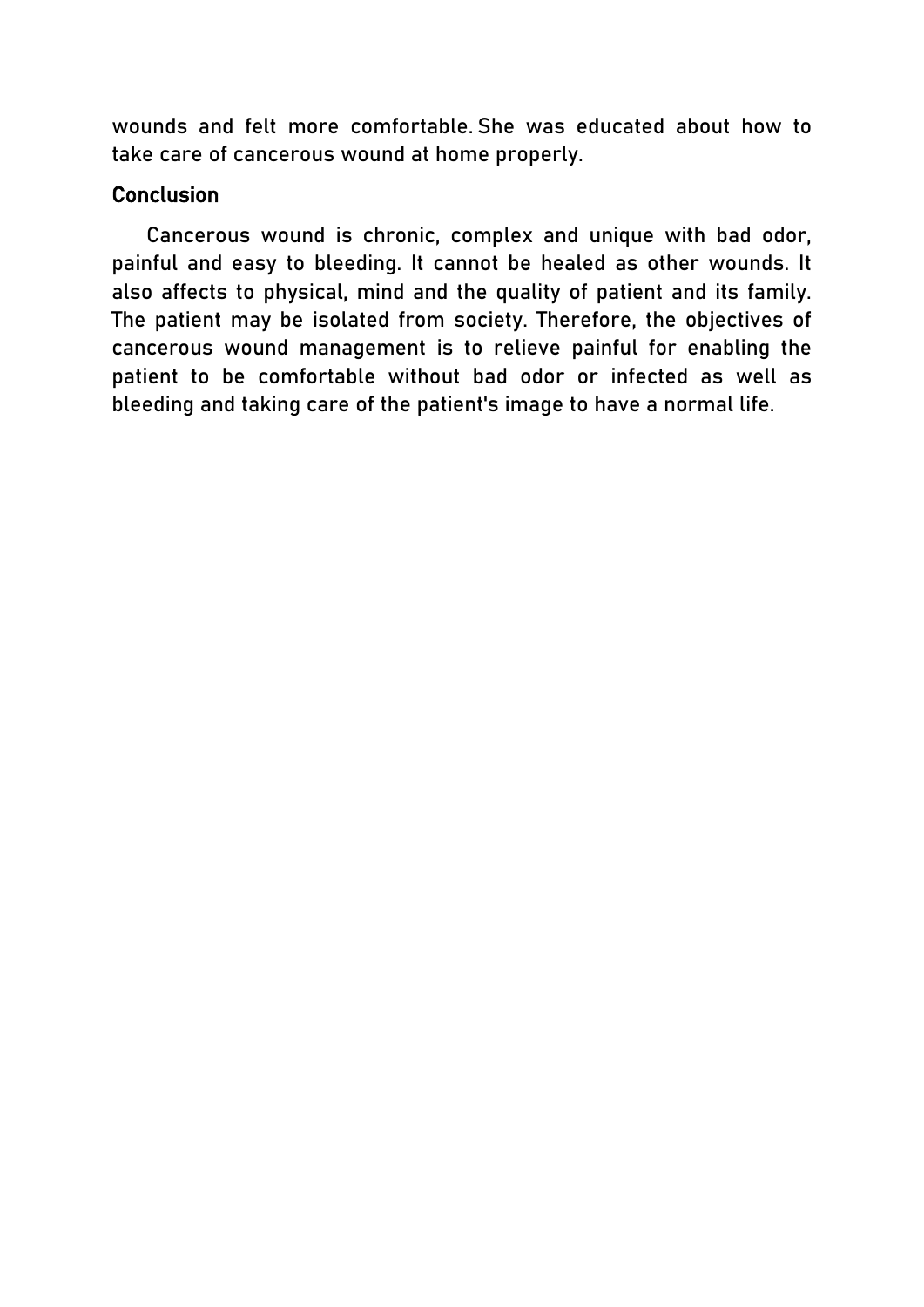wounds and felt more comfortable. She was educated about how to take care of cancerous wound at home properly.

## Conclusion

Cancerous wound is chronic, complex and unique with bad odor, painful and easy to bleeding. It cannot be healed as other wounds. It also affects to physical, mind and the quality of patient and its family. The patient may be isolated from society. Therefore, the objectives of cancerous wound management is to relieve painful for enabling the patient to be comfortable without bad odor or infected as well as bleeding and taking care of the patient's image to have a normal life.